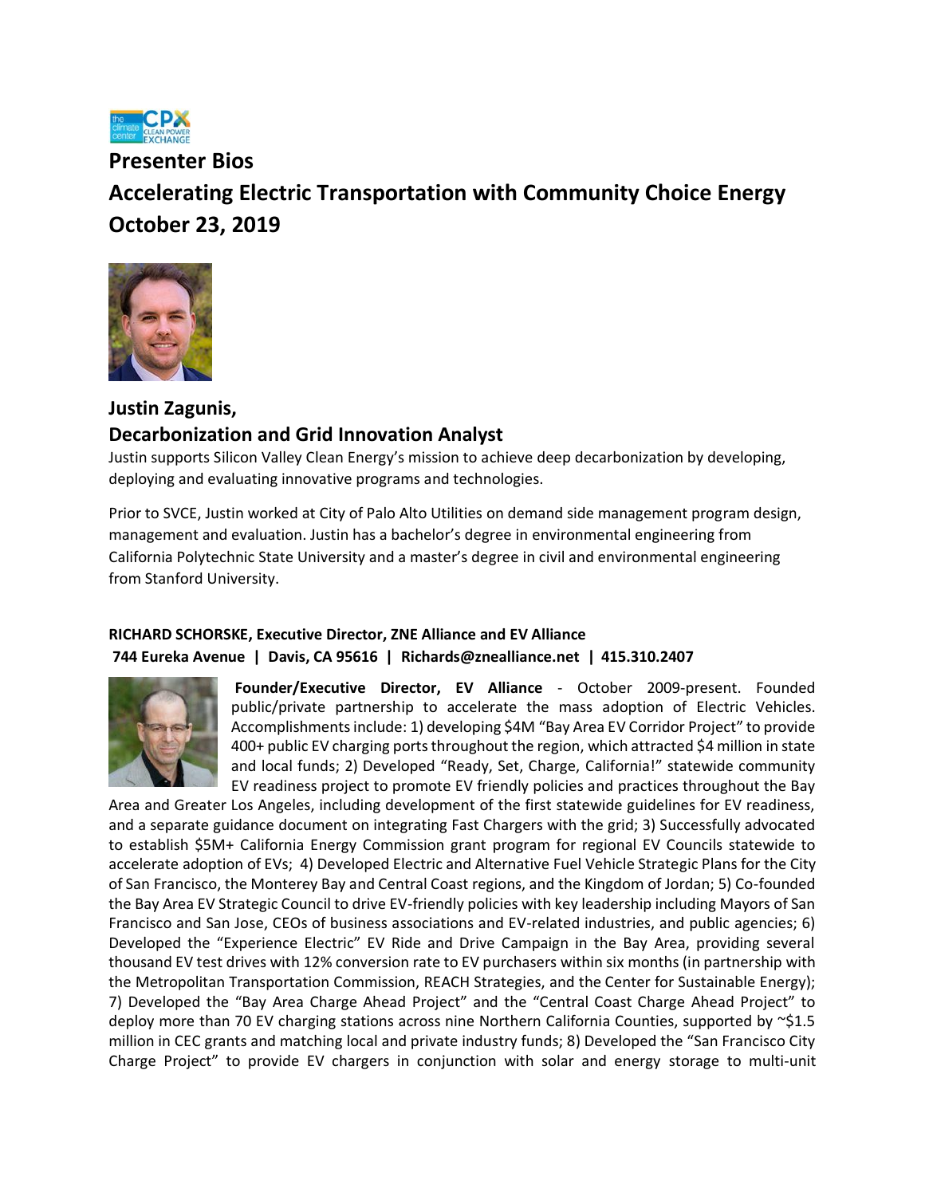# Presenter Bios

# Accelerating Electric Transportation with Community Choice Energy

# October 23, 2019

## Justin Zagunis,

## Decarbonization and Grid Innovation Analyst

Justin supports Silicon Valley Clean Energy's mission to achieve deep decarbonization by developing, deploying and evaluating innovative programs and technologies.

Prior to SVCE, Justin worked at City of Palo Alto Utilities on demand side management program design, management and evaluation. Justin has a bachelor's degree in environmental engineering from California Polytechnic State University and a master's degree in civil and environmental engineering from Stanford University.

**RICHARD SCHORSKE, Executive Director, ZNE Alliance and EV Alliance**

**744 Eureka Avenue | Davis, CA 95616 | Richards@znealliance.net | 415.310.2407**

**Founder/Executive Director, EV Alliance** - October 2009-present. Founded public/private partnership to accelerate the mass adoption of Electric Vehicles. Accomplishments include: 1) developing $4M "Bay Area EV Corridor Project" to provide 400+ public EV charging ports throughout the region, which attracted $4 million in state and local funds; 2) Developed "Ready, Set, Charge, California!" statewide community EV readiness project to promote EV friendly policies and practices throughout the Bay Area and Greater Los Angeles, including development of the first statewide guidelines for EV readiness, and a separate guidance document on integrating Fast Chargers with the grid; 3) Successfully advocated to establish $5M+ California Energy Commission grant program for regional EV Councils statewide to accelerate adoption of EVs; 4) Developed Electric and Alternative Fuel Vehicle Strategic Plans for the City of San Francisco, the Monterey Bay and Central Coast regions, and the Kingdom of Jordan; 5) Co-founded the Bay Area EV Strategic Council to drive EV-friendly policies with key leadership including Mayors of San Francisco and San Jose, CEOs of business associations and EV-related industries, and public agencies; 6) Developed the "Experience Electric" EV Ride and Drive Campaign in the Bay Area, providing several thousand EV test drives with 12% conversion rate to EV purchasers within six months (in partnership with the Metropolitan Transportation Commission, REACH Strategies, and the Center for Sustainable Energy); 7) Developed the "Bay Area Charge Ahead Project" and the "Central Coast Charge Ahead Project" to deploy more than 70 EV charging stations across nine Northern California Counties, supported by ~$1.5 million in CEC grants and matching local and private industry funds; 8) Developed the "San Francisco City Charge Project" to provide EV chargers in conjunction with solar and energy storage to multi-unit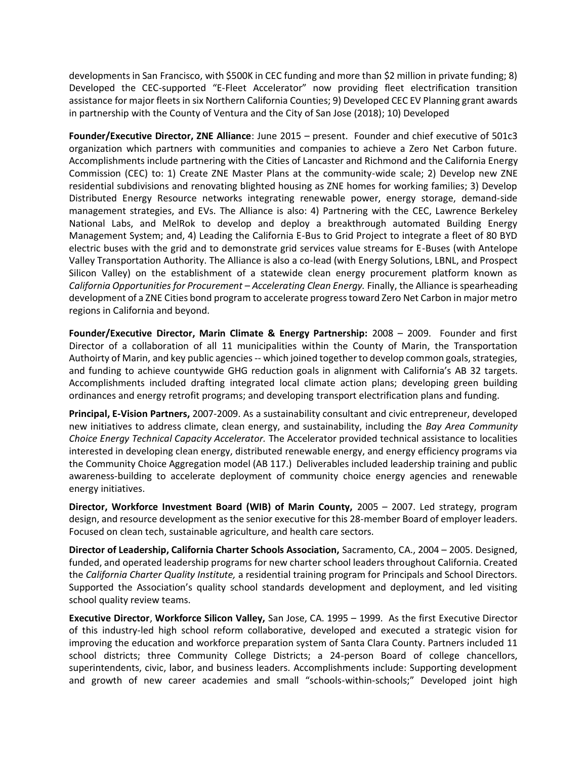developments in San Francisco, with $500K in CEC funding and more than $2 million in private funding; 8) Developed the CEC-supported "E-Fleet Accelerator" now providing fleet electrification transition assistance for major fleets in six Northern California Counties; 9) Developed CEC EV Planning grant awards in partnership with the County of Ventura and the City of San Jose (2018); 10) Developed

**Founder/Executive Director, ZNE Alliance**: June 2015 – present. Founder and chief executive of 501c3 organization which partners with communities and companies to achieve a Zero Net Carbon future. Accomplishments include partnering with the Cities of Lancaster and Richmond and the California Energy Commission (CEC) to: 1) Create ZNE Master Plans at the community-wide scale; 2) Develop new ZNE residential subdivisions and renovating blighted housing as ZNE homes for working families; 3) Develop Distributed Energy Resource networks integrating renewable power, energy storage, demand-side management strategies, and EVs. The Alliance is also: 4) Partnering with the CEC, Lawrence Berkeley National Labs, and MelRok to develop and deploy a breakthrough automated Building Energy Management System; and, 4) Leading the California E-Bus to Grid Project to integrate a fleet of 80 BYD electric buses with the grid and to demonstrate grid services value streams for E-Buses (with Antelope Valley Transportation Authority. The Alliance is also a co-lead (with Energy Solutions, LBNL, and Prospect Silicon Valley) on the establishment of a statewide clean energy procurement platform known as *California Opportunities for Procurement – Accelerating Clean Energy.* Finally, the Alliance is spearheading development of a ZNE Cities bond program to accelerate progress toward Zero Net Carbon in major metro regions in California and beyond.

**Founder/Executive Director, Marin Climate & Energy Partnership:** 2008 – 2009. Founder and first Director of a collaboration of all 11 municipalities within the County of Marin, the Transportation Authoirty of Marin, and key public agencies -- which joined together to develop common goals, strategies, and funding to achieve countywide GHG reduction goals in alignment with California's AB 32 targets. Accomplishments included drafting integrated local climate action plans; developing green building ordinances and energy retrofit programs; and developing transport electrification plans and funding.

**Principal, E-Vision Partners,** 2007-2009. As a sustainability consultant and civic entrepreneur, developed new initiatives to address climate, clean energy, and sustainability, including the *Bay Area Community Choice Energy Technical Capacity Accelerator.* The Accelerator provided technical assistance to localities interested in developing clean energy, distributed renewable energy, and energy efficiency programs via the Community Choice Aggregation model (AB 117.) Deliverables included leadership training and public awareness-building to accelerate deployment of community choice energy agencies and renewable energy initiatives.

**Director, Workforce Investment Board (WIB) of Marin County,** 2005 – 2007. Led strategy, program design, and resource development as the senior executive for this 28-member Board of employer leaders. Focused on clean tech, sustainable agriculture, and health care sectors.

**Director of Leadership, California Charter Schools Association,** Sacramento, CA., 2004 – 2005. Designed, funded, and operated leadership programs for new charter school leaders throughout California. Created the *California Charter Quality Institute,* a residential training program for Principals and School Directors. Supported the Association's quality school standards development and deployment, and led visiting school quality review teams.

**Executive Director**, **Workforce Silicon Valley,** San Jose, CA. 1995 – 1999. As the first Executive Director of this industry-led high school reform collaborative, developed and executed a strategic vision for improving the education and workforce preparation system of Santa Clara County. Partners included 11 school districts; three Community College Districts; a 24-person Board of college chancellors, superintendents, civic, labor, and business leaders. Accomplishments include: Supporting development and growth of new career academies and small "schools-within-schools;" Developed joint high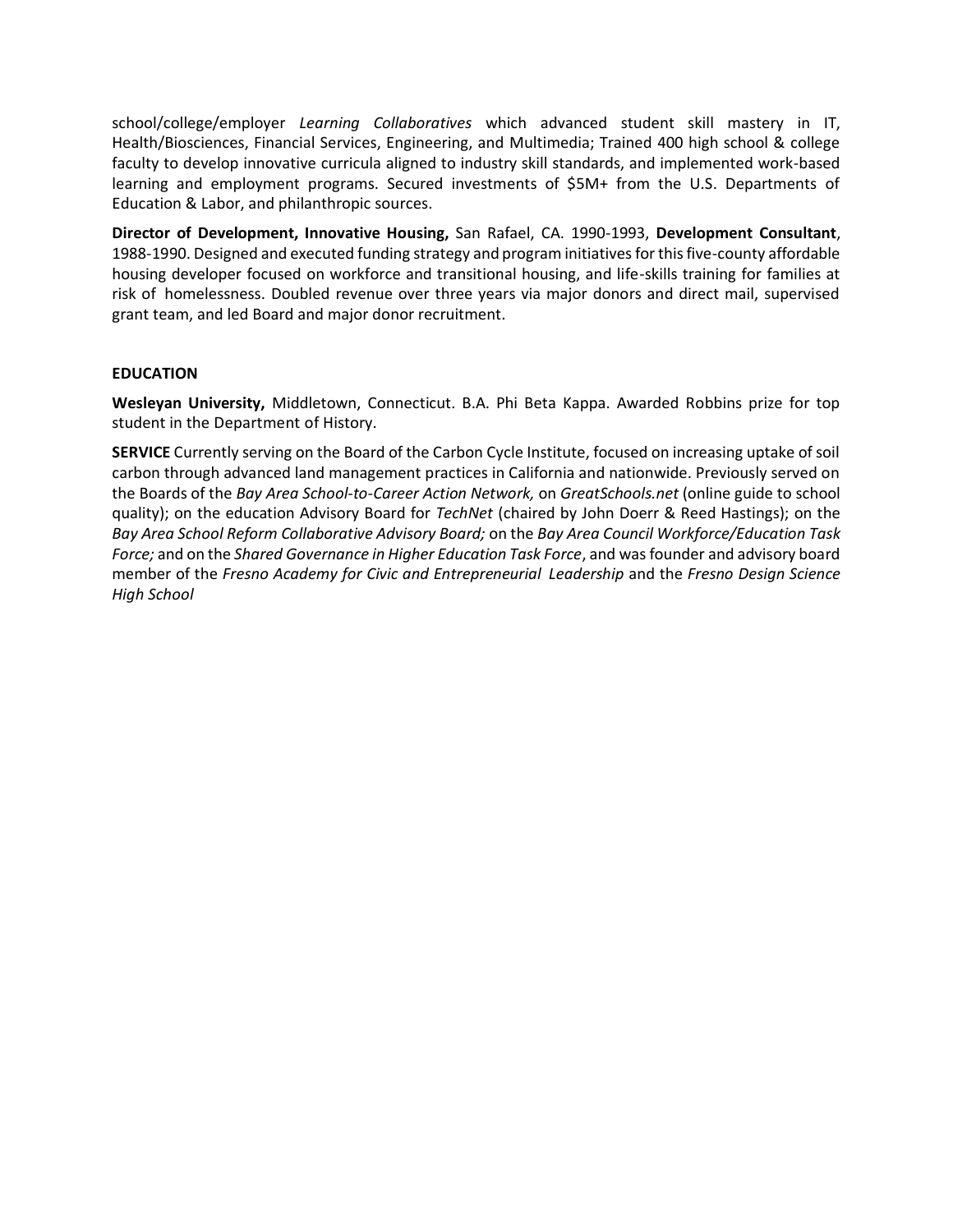school/college/employer *Learning Collaboratives* which advanced student skill mastery in IT, Health/Biosciences, Financial Services, Engineering, and Multimedia; Trained 400 high school & college faculty to develop innovative curricula aligned to industry skill standards, and implemented work-based learning and employment programs. Secured investments of $5M+ from the U.S. Departments of Education & Labor, and philanthropic sources.

**Director of Development, Innovative Housing,** San Rafael, CA. 1990-1993, **Development Consultant**, 1988-1990. Designed and executed funding strategy and program initiatives for this five-county affordable housing developer focused on workforce and transitional housing, and life-skills training for families at risk of homelessness. Doubled revenue over three years via major donors and direct mail, supervised grant team, and led Board and major donor recruitment.

**EDUCATION**

**Wesleyan University,** Middletown, Connecticut. B.A. Phi Beta Kappa. Awarded Robbins prize for top student in the Department of History.

**SERVICE** Currently serving on the Board of the Carbon Cycle Institute, focused on increasing uptake of soil carbon through advanced land management practices in California and nationwide. Previously served on the Boards of the *Bay Area School-to-Career Action Network,* on *GreatSchools.net* (online guide to school quality); on the education Advisory Board for *TechNet* (chaired by John Doerr & Reed Hastings); on the *Bay Area School Reform Collaborative Advisory Board;* on the *Bay Area Council Workforce/Education Task Force;* and on the *Shared Governance in Higher Education Task Force*, and was founder and advisory board member of the *Fresno Academy for Civic and Entrepreneurial Leadership* and the *Fresno Design Science High School*